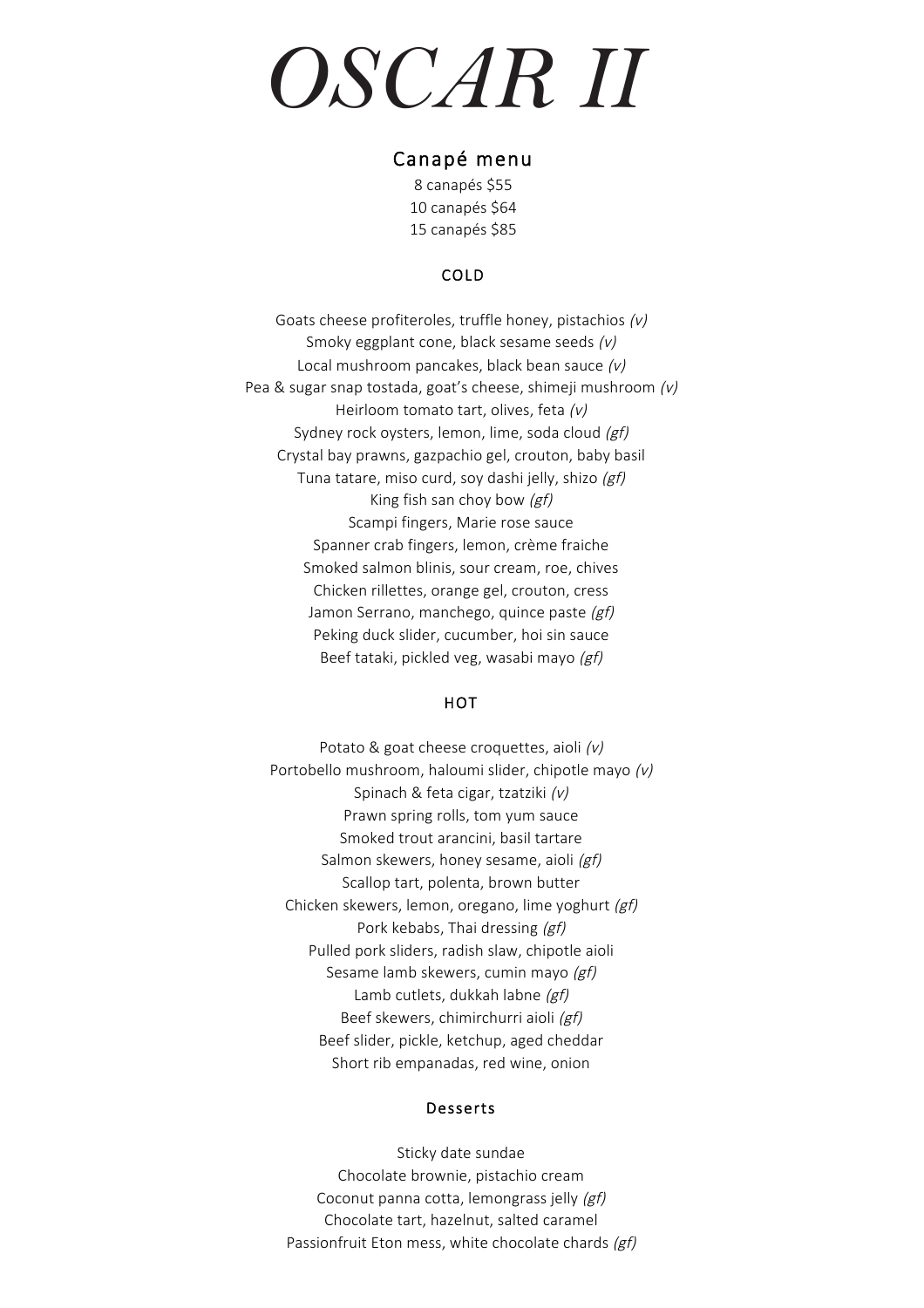# OSCAR II

## Canapé menu

8 canapés $55
10 canapés $64
15 canapés $85

### COLD

Goats cheese profiteroles, truffle honey, pistachios *(v)*
Smoky eggplant cone, black sesame seeds *(v)*
Local mushroom pancakes, black bean sauce *(v)*
Pea & sugar snap tostada, goat's cheese, shimeji mushroom *(v)*
Heirloom tomato tart, olives, feta *(v)*
Sydney rock oysters, lemon, lime, soda cloud *(gf)*
Crystal bay prawns, gazpachio gel, crouton, baby basil
Tuna tatare, miso curd, soy dashi jelly, shizo *(gf)*
King fish san choy bow *(gf)*
Scampi fingers, Marie rose sauce
Spanner crab fingers, lemon, crème fraiche
Smoked salmon blinis, sour cream, roe, chives
Chicken rillettes, orange gel, crouton, cress
Jamon Serrano, manchego, quince paste *(gf)*
Peking duck slider, cucumber, hoi sin sauce
Beef tataki, pickled veg, wasabi mayo *(gf)*

### HOT

Potato & goat cheese croquettes, aioli *(v)*
Portobello mushroom, haloumi slider, chipotle mayo *(v)*
Spinach & feta cigar, tzatziki *(v)*
Prawn spring rolls, tom yum sauce
Smoked trout arancini, basil tartare
Salmon skewers, honey sesame, aioli *(gf)*
Scallop tart, polenta, brown butter
Chicken skewers, lemon, oregano, lime yoghurt *(gf)*
Pork kebabs, Thai dressing *(gf)*
Pulled pork sliders, radish slaw, chipotle aioli
Sesame lamb skewers, cumin mayo *(gf)*
Lamb cutlets, dukkah labne *(gf)*
Beef skewers, chimirchurri aioli *(gf)*
Beef slider, pickle, ketchup, aged cheddar
Short rib empanadas, red wine, onion

### Desserts

Sticky date sundae
Chocolate brownie, pistachio cream
Coconut panna cotta, lemongrass jelly *(gf)*
Chocolate tart, hazelnut, salted caramel
Passionfruit Eton mess, white chocolate chards *(gf)*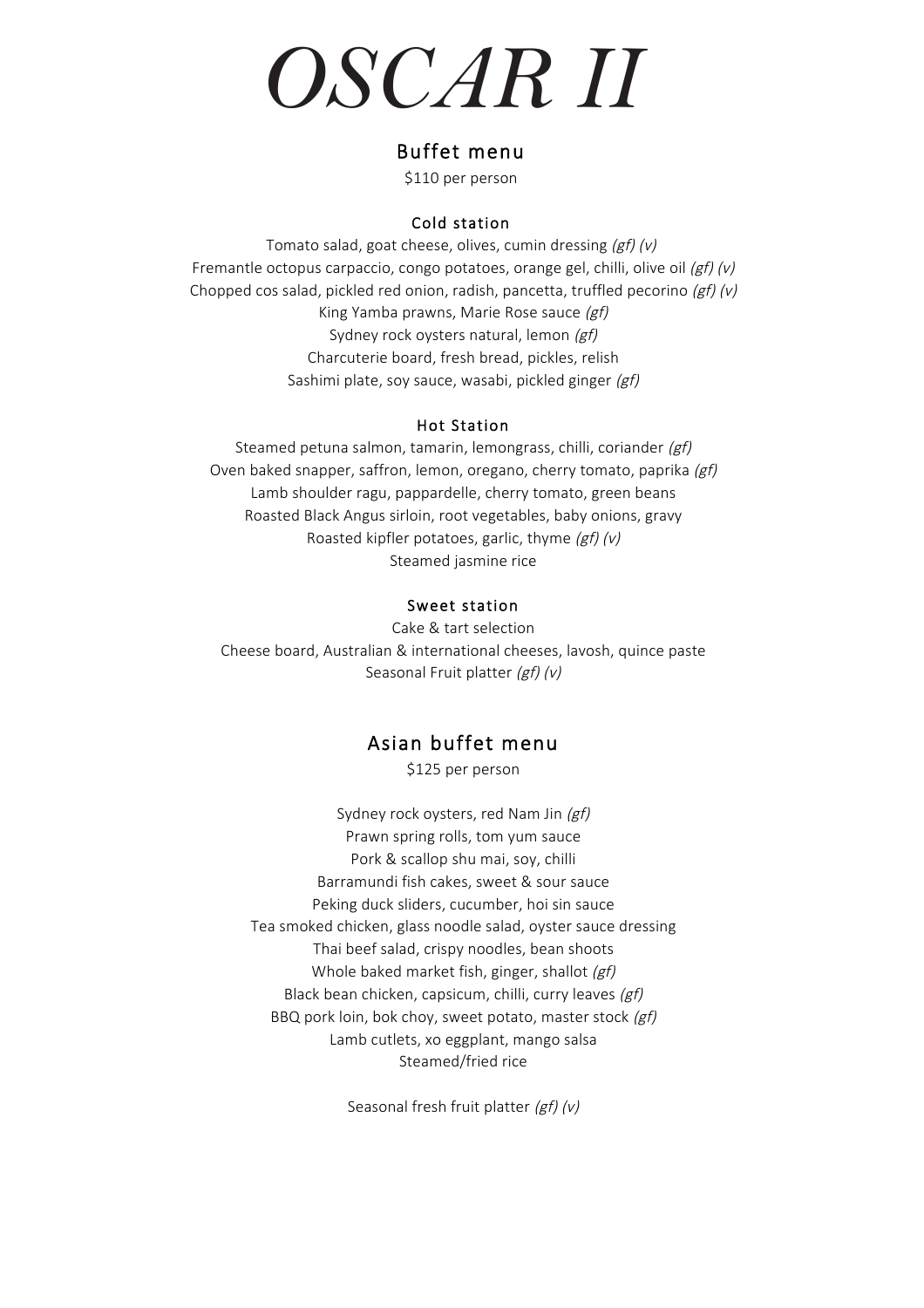# *OSCAR II*

## Buffet menu

$110 per person

### Cold station

Tomato salad, goat cheese, olives, cumin dressing *(gf) (v)*
Fremantle octopus carpaccio, congo potatoes, orange gel, chilli, olive oil *(gf) (v)*
Chopped cos salad, pickled red onion, radish, pancetta, truffled pecorino *(gf) (v)*
King Yamba prawns, Marie Rose sauce *(gf)*
Sydney rock oysters natural, lemon *(gf)*
Charcuterie board, fresh bread, pickles, relish
Sashimi plate, soy sauce, wasabi, pickled ginger *(gf)*

### Hot Station

Steamed petuna salmon, tamarin, lemongrass, chilli, coriander *(gf)*
Oven baked snapper, saffron, lemon, oregano, cherry tomato, paprika *(gf)*
Lamb shoulder ragu, pappardelle, cherry tomato, green beans
Roasted Black Angus sirloin, root vegetables, baby onions, gravy
Roasted kipfler potatoes, garlic, thyme *(gf) (v)*
Steamed jasmine rice

### Sweet station

Cake & tart selection
Cheese board, Australian & international cheeses, lavosh, quince paste
Seasonal Fruit platter *(gf) (v)*

## Asian buffet menu

$125 per person

Sydney rock oysters, red Nam Jin *(gf)*
Prawn spring rolls, tom yum sauce
Pork & scallop shu mai, soy, chilli
Barramundi fish cakes, sweet & sour sauce
Peking duck sliders, cucumber, hoi sin sauce
Tea smoked chicken, glass noodle salad, oyster sauce dressing
Thai beef salad, crispy noodles, bean shoots
Whole baked market fish, ginger, shallot *(gf)*
Black bean chicken, capsicum, chilli, curry leaves *(gf)*
BBQ pork loin, bok choy, sweet potato, master stock *(gf)*
Lamb cutlets, xo eggplant, mango salsa
Steamed/fried rice

Seasonal fresh fruit platter *(gf) (v)*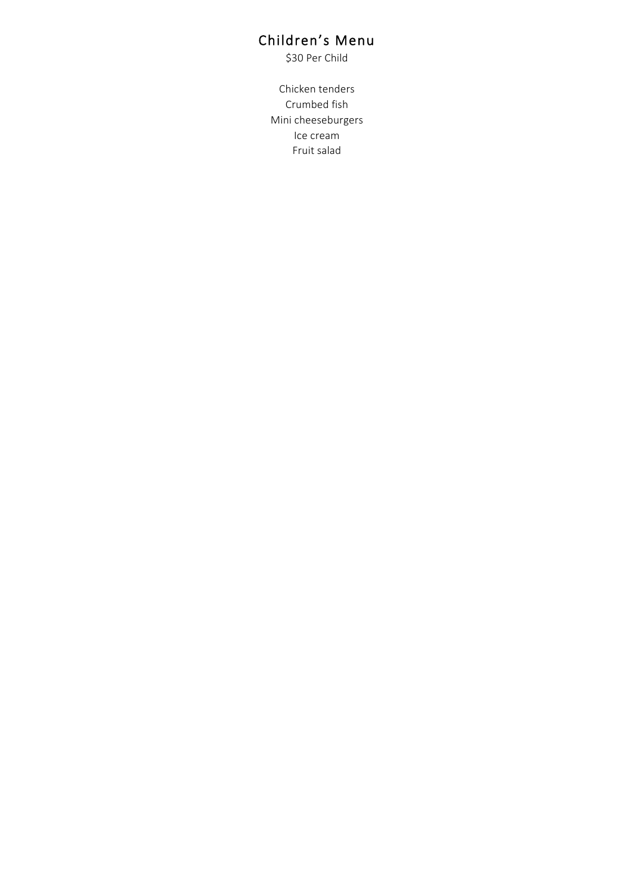# Children's Menu

$30 Per Child

Chicken tenders
Crumbed fish
Mini cheeseburgers
Ice cream
Fruit salad